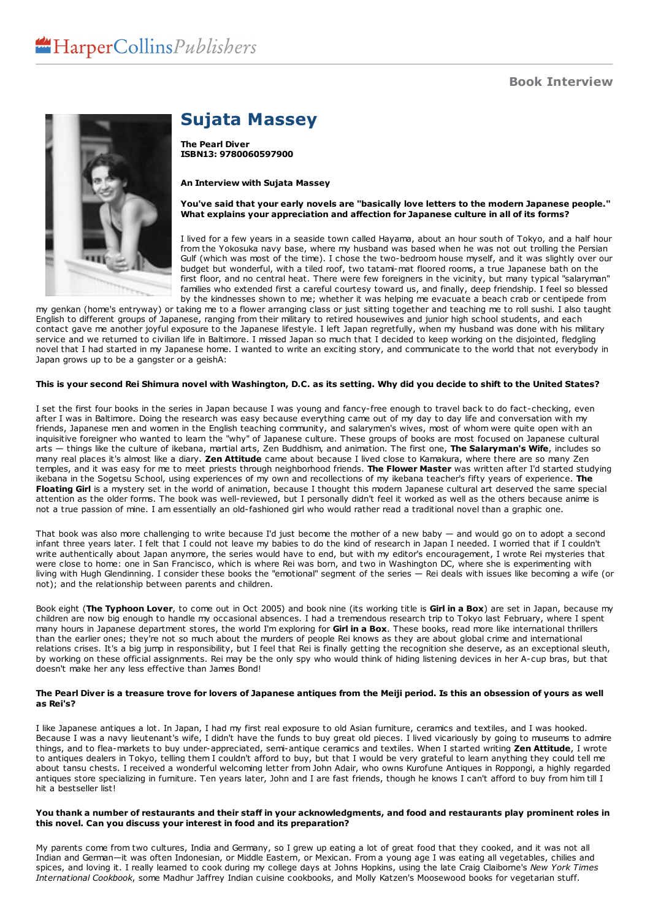HarperCollinsPublishers

Book Interview

# Sujata Massey

**The Pearl Diver**
**ISBN13: 9780060597900**

**An Interview with Sujata Massey**

**You've said that your early novels are "basically love letters to the modern Japanese people." What explains your appreciation and affection for Japanese culture in all of its forms?**

I lived for a few years in a seaside town called Hayama, about an hour south of Tokyo, and a half hour from the Yokosuka navy base, where my husband was based when he was not out trolling the Persian Gulf (which was most of the time). I chose the two-bedroom house myself, and it was slightly over our budget but wonderful, with a tiled roof, two tatami-mat floored rooms, a true Japanese bath on the first floor, and no central heat. There were few foreigners in the vicinity, but many typical "salaryman" families who extended first a careful courtesy toward us, and finally, deep friendship. I feel so blessed by the kindnesses shown to me; whether it was helping me evacuate a beach crab or centipede from my genkan (home's entryway) or taking me to a flower arranging class or just sitting together and teaching me to roll sushi. I also taught English to different groups of Japanese, ranging from their military to retired housewives and junior high school students, and each contact gave me another joyful exposure to the Japanese lifestyle. I left Japan regretfully, when my husband was done with his military service and we returned to civilian life in Baltimore. I missed Japan so much that I decided to keep working on the disjointed, fledgling novel that I had started in my Japanese home. I wanted to write an exciting story, and communicate to the world that not everybody in Japan grows up to be a gangster or a geishA:

**This is your second Rei Shimura novel with Washington, D.C. as its setting. Why did you decide to shift to the United States?**

I set the first four books in the series in Japan because I was young and fancy-free enough to travel back to do fact-checking, even after I was in Baltimore. Doing the research was easy because everything came out of my day to day life and conversation with my friends, Japanese men and women in the English teaching community, and salarymen's wives, most of whom were quite open with an inquisitive foreigner who wanted to learn the "why" of Japanese culture. These groups of books are most focused on Japanese cultural arts — things like the culture of ikebana, martial arts, Zen Buddhism, and animation. The first one, **The Salaryman's Wife**, includes so many real places it's almost like a diary. **Zen Attitude** came about because I lived close to Kamakura, where there are so many Zen temples, and it was easy for me to meet priests through neighborhood friends. **The Flower Master** was written after I'd started studying ikebana in the Sogetsu School, using experiences of my own and recollections of my ikebana teacher's fifty years of experience. **The Floating Girl** is a mystery set in the world of animation, because I thought this modern Japanese cultural art deserved the same special attention as the older forms. The book was well-reviewed, but I personally didn't feel it worked as well as the others because anime is not a true passion of mine. I am essentially an old-fashioned girl who would rather read a traditional novel than a graphic one.

That book was also more challenging to write because I'd just become the mother of a new baby — and would go on to adopt a second infant three years later. I felt that I could not leave my babies to do the kind of research in Japan I needed. I worried that if I couldn't write authentically about Japan anymore, the series would have to end, but with my editor's encouragement, I wrote Rei mysteries that were close to home: one in San Francisco, which is where Rei was born, and two in Washington DC, where she is experimenting with living with Hugh Glendinning. I consider these books the "emotional" segment of the series — Rei deals with issues like becoming a wife (or not); and the relationship between parents and children.

Book eight (**The Typhoon Lover**, to come out in Oct 2005) and book nine (its working title is **Girl in a Box**) are set in Japan, because my children are now big enough to handle my occasional absences. I had a tremendous research trip to Tokyo last February, where I spent many hours in Japanese department stores, the world I'm exploring for **Girl in a Box**. These books, read more like international thrillers than the earlier ones; they're not so much about the murders of people Rei knows as they are about global crime and international relations crises. It's a big jump in responsibility, but I feel that Rei is finally getting the recognition she deserve, as an exceptional sleuth, by working on these official assignments. Rei may be the only spy who would think of hiding listening devices in her A-cup bras, but that doesn't make her any less effective than James Bond!

**The Pearl Diver is a treasure trove for lovers of Japanese antiques from the Meiji period. Is this an obsession of yours as well as Rei's?**

I like Japanese antiques a lot. In Japan, I had my first real exposure to old Asian furniture, ceramics and textiles, and I was hooked. Because I was a navy lieutenant's wife, I didn't have the funds to buy great old pieces. I lived vicariously by going to museums to admire things, and to flea-markets to buy under-appreciated, semi-antique ceramics and textiles. When I started writing **Zen Attitude**, I wrote to antiques dealers in Tokyo, telling them I couldn't afford to buy, but that I would be very grateful to learn anything they could tell me about tansu chests. I received a wonderful welcoming letter from John Adair, who owns Kurofune Antiques in Roppongi, a highly regarded antiques store specializing in furniture. Ten years later, John and I are fast friends, though he knows I can't afford to buy from him till I hit a bestseller list!

**You thank a number of restaurants and their staff in your acknowledgments, and food and restaurants play prominent roles in this novel. Can you discuss your interest in food and its preparation?**

My parents come from two cultures, India and Germany, so I grew up eating a lot of great food that they cooked, and it was not all Indian and German—it was often Indonesian, or Middle Eastern, or Mexican. From a young age I was eating all vegetables, chilies and spices, and loving it. I really learned to cook during my college days at Johns Hopkins, using the late Craig Claiborne's *New York Times International Cookbook*, some Madhur Jaffrey Indian cuisine cookbooks, and Molly Katzen's Moosewood books for vegetarian stuff.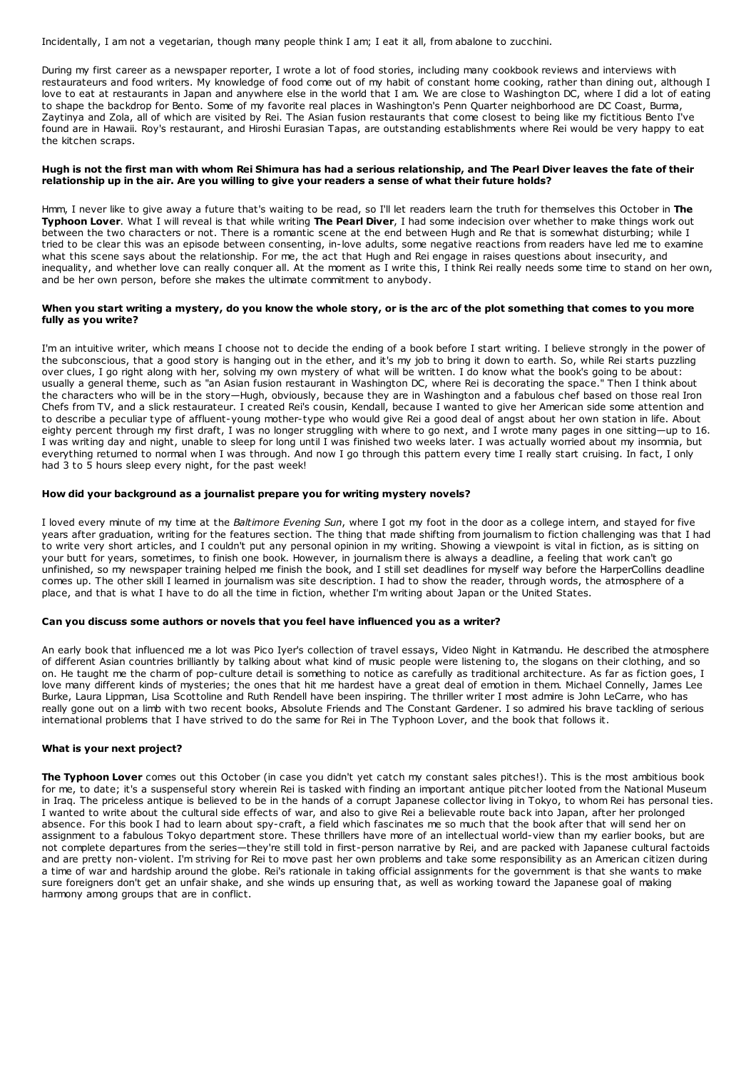Incidentally, I am not a vegetarian, though many people think I am; I eat it all, from abalone to zucchini.

During my first career as a newspaper reporter, I wrote a lot of food stories, including many cookbook reviews and interviews with restaurateurs and food writers. My knowledge of food come out of my habit of constant home cooking, rather than dining out, although I love to eat at restaurants in Japan and anywhere else in the world that I am. We are close to Washington DC, where I did a lot of eating to shape the backdrop for Bento. Some of my favorite real places in Washington's Penn Quarter neighborhood are DC Coast, Burma, Zaytinya and Zola, all of which are visited by Rei. The Asian fusion restaurants that come closest to being like my fictitious Bento I've found are in Hawaii. Roy's restaurant, and Hiroshi Eurasian Tapas, are outstanding establishments where Rei would be very happy to eat the kitchen scraps.

**Hugh is not the first man with whom Rei Shimura has had a serious relationship, and The Pearl Diver leaves the fate of their relationship up in the air. Are you willing to give your readers a sense of what their future holds?**

Hmm, I never like to give away a future that's waiting to be read, so I'll let readers learn the truth for themselves this October in **The Typhoon Lover**. What I will reveal is that while writing **The Pearl Diver**, I had some indecision over whether to make things work out between the two characters or not. There is a romantic scene at the end between Hugh and Re that is somewhat disturbing; while I tried to be clear this was an episode between consenting, in-love adults, some negative reactions from readers have led me to examine what this scene says about the relationship. For me, the act that Hugh and Rei engage in raises questions about insecurity, and inequality, and whether love can really conquer all. At the moment as I write this, I think Rei really needs some time to stand on her own, and be her own person, before she makes the ultimate commitment to anybody.

**When you start writing a mystery, do you know the whole story, or is the arc of the plot something that comes to you more fully as you write?**

I'm an intuitive writer, which means I choose not to decide the ending of a book before I start writing. I believe strongly in the power of the subconscious, that a good story is hanging out in the ether, and it's my job to bring it down to earth. So, while Rei starts puzzling over clues, I go right along with her, solving my own mystery of what will be written. I do know what the book's going to be about: usually a general theme, such as "an Asian fusion restaurant in Washington DC, where Rei is decorating the space." Then I think about the characters who will be in the story—Hugh, obviously, because they are in Washington and a fabulous chef based on those real Iron Chefs from TV, and a slick restaurateur. I created Rei's cousin, Kendall, because I wanted to give her American side some attention and to describe a peculiar type of affluent-young mother-type who would give Rei a good deal of angst about her own station in life. About eighty percent through my first draft, I was no longer struggling with where to go next, and I wrote many pages in one sitting—up to 16. I was writing day and night, unable to sleep for long until I was finished two weeks later. I was actually worried about my insomnia, but everything returned to normal when I was through. And now I go through this pattern every time I really start cruising. In fact, I only had 3 to 5 hours sleep every night, for the past week!

**How did your background as a journalist prepare you for writing mystery novels?**

I loved every minute of my time at the *Baltimore Evening Sun*, where I got my foot in the door as a college intern, and stayed for five years after graduation, writing for the features section. The thing that made shifting from journalism to fiction challenging was that I had to write very short articles, and I couldn't put any personal opinion in my writing. Showing a viewpoint is vital in fiction, as is sitting on your butt for years, sometimes, to finish one book. However, in journalism there is always a deadline, a feeling that work can't go unfinished, so my newspaper training helped me finish the book, and I still set deadlines for myself way before the HarperCollins deadline comes up. The other skill I learned in journalism was site description. I had to show the reader, through words, the atmosphere of a place, and that is what I have to do all the time in fiction, whether I'm writing about Japan or the United States.

**Can you discuss some authors or novels that you feel have influenced you as a writer?**

An early book that influenced me a lot was Pico Iyer's collection of travel essays, Video Night in Katmandu. He described the atmosphere of different Asian countries brilliantly by talking about what kind of music people were listening to, the slogans on their clothing, and so on. He taught me the charm of pop-culture detail is something to notice as carefully as traditional architecture. As far as fiction goes, I love many different kinds of mysteries; the ones that hit me hardest have a great deal of emotion in them. Michael Connelly, James Lee Burke, Laura Lippman, Lisa Scottoline and Ruth Rendell have been inspiring. The thriller writer I most admire is John LeCarre, who has really gone out on a limb with two recent books, Absolute Friends and The Constant Gardener. I so admired his brave tackling of serious international problems that I have strived to do the same for Rei in The Typhoon Lover, and the book that follows it.

**What is your next project?**

**The Typhoon Lover** comes out this October (in case you didn't yet catch my constant sales pitches!). This is the most ambitious book for me, to date; it's a suspenseful story wherein Rei is tasked with finding an important antique pitcher looted from the National Museum in Iraq. The priceless antique is believed to be in the hands of a corrupt Japanese collector living in Tokyo, to whom Rei has personal ties. I wanted to write about the cultural side effects of war, and also to give Rei a believable route back into Japan, after her prolonged absence. For this book I had to learn about spy-craft, a field which fascinates me so much that the book after that will send her on assignment to a fabulous Tokyo department store. These thrillers have more of an intellectual world-view than my earlier books, but are not complete departures from the series—they're still told in first-person narrative by Rei, and are packed with Japanese cultural factoids and are pretty non-violent. I'm striving for Rei to move past her own problems and take some responsibility as an American citizen during a time of war and hardship around the globe. Rei's rationale in taking official assignments for the government is that she wants to make sure foreigners don't get an unfair shake, and she winds up ensuring that, as well as working toward the Japanese goal of making harmony among groups that are in conflict.